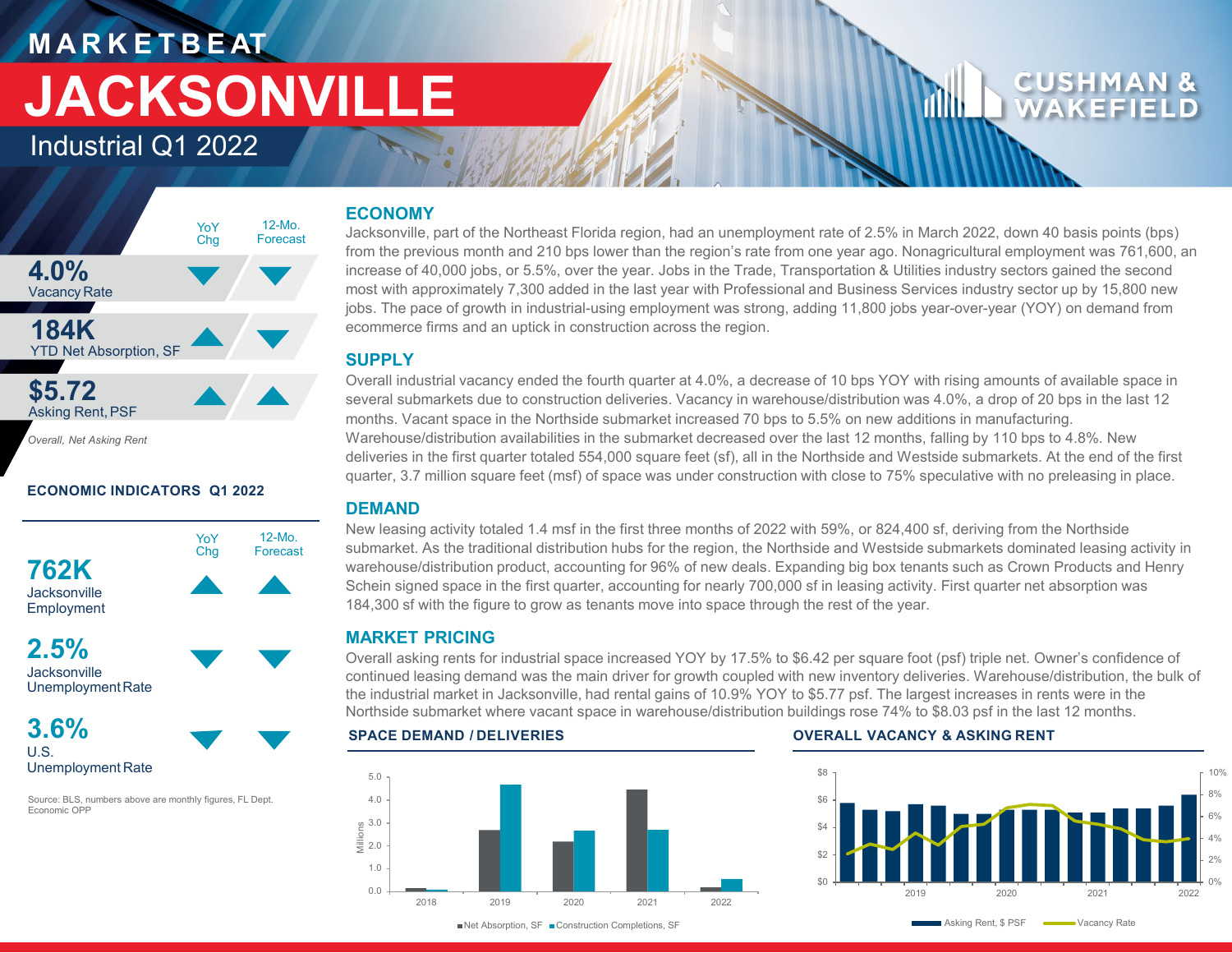# MARKETBEAT

# JACKSONVILLE

## Industrial Q1 2022

| | YoY Chg | 12-Mo. Forecast |
|---|---|---|
| **4.0%** Vacancy Rate | ▼ | ▼ |
| **184K** YTD Net Absorption, SF | ▲ | ▼ |
| **$5.72** Asking Rent, PSF | ▲ | ▲ |

*Overall, Net Asking Rent*

### ECONOMIC INDICATORS Q1 2022

| | YoY Chg | 12-Mo. Forecast |
|---|---|---|
| **762K** Jacksonville Employment | ▲ | ▲ |
| **2.5%** Jacksonville Unemployment Rate | ▼ | ▼ |
| **3.6%** U.S. Unemployment Rate | ▼ | ▼ |

Source: BLS, numbers above are monthly figures, FL Dept. Economic OPP

## ECONOMY

Jacksonville, part of the Northeast Florida region, had an unemployment rate of 2.5% in March 2022, down 40 basis points (bps) from the previous month and 210 bps lower than the region's rate from one year ago. Nonagricultural employment was 761,600, an increase of 40,000 jobs, or 5.5%, over the year. Jobs in the Trade, Transportation & Utilities industry sectors gained the second most with approximately 7,300 added in the last year with Professional and Business Services industry sector up by 15,800 new jobs. The pace of growth in industrial-using employment was strong, adding 11,800 jobs year-over-year (YOY) on demand from ecommerce firms and an uptick in construction across the region.

## SUPPLY

Overall industrial vacancy ended the fourth quarter at 4.0%, a decrease of 10 bps YOY with rising amounts of available space in several submarkets due to construction deliveries. Vacancy in warehouse/distribution was 4.0%, a drop of 20 bps in the last 12 months. Vacant space in the Northside submarket increased 70 bps to 5.5% on new additions in manufacturing. Warehouse/distribution availabilities in the submarket decreased over the last 12 months, falling by 110 bps to 4.8%. New deliveries in the first quarter totaled 554,000 square feet (sf), all in the Northside and Westside submarkets. At the end of the first quarter, 3.7 million square feet (msf) of space was under construction with close to 75% speculative with no preleasing in place.

## DEMAND

New leasing activity totaled 1.4 msf in the first three months of 2022 with 59%, or 824,400 sf, deriving from the Northside submarket. As the traditional distribution hubs for the region, the Northside and Westside submarkets dominated leasing activity in warehouse/distribution product, accounting for 96% of new deals. Expanding big box tenants such as Crown Products and Henry Schein signed space in the first quarter, accounting for nearly 700,000 sf in leasing activity. First quarter net absorption was 184,300 sf with the figure to grow as tenants move into space through the rest of the year.

## MARKET PRICING

Overall asking rents for industrial space increased YOY by 17.5% to $6.42 per square foot (psf) triple net. Owner's confidence of continued leasing demand was the main driver for growth coupled with new inventory deliveries. Warehouse/distribution, the bulk of the industrial market in Jacksonville, had rental gains of 10.9% YOY to $5.77 psf. The largest increases in rents were in the Northside submarket where vacant space in warehouse/distribution buildings rose 74% to $8.03 psf in the last 12 months.

### SPACE DEMAND / DELIVERIES

Net Absorption, SF; Construction Completions, SF (Millions), 2018–2022

### OVERALL VACANCY & ASKING RENT

Asking Rent, $ PSF; Vacancy Rate, 2019–2022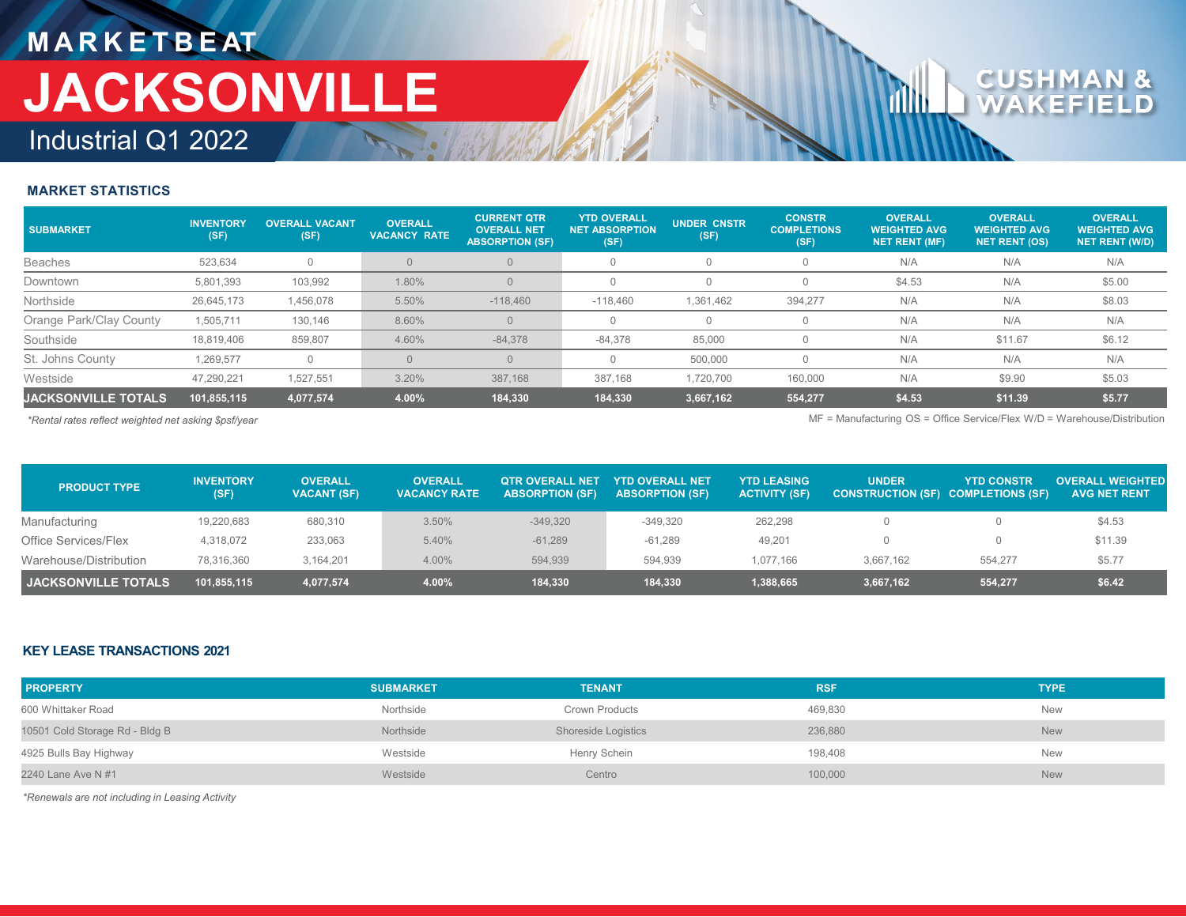# MARKETBEAT

# JACKSONVILLE

## Industrial Q1 2022

### MARKET STATISTICS

| SUBMARKET | INVENTORY (SF) | OVERALL VACANT (SF) | OVERALL VACANCY RATE | CURRENT QTR OVERALL NET ABSORPTION (SF) | YTD OVERALL NET ABSORPTION (SF) | UNDER CNSTR (SF) | CONSTR COMPLETIONS (SF) | OVERALL WEIGHTED AVG NET RENT (MF) | OVERALL WEIGHTED AVG NET RENT (OS) | OVERALL WEIGHTED AVG NET RENT (W/D) |
|---|---|---|---|---|---|---|---|---|---|---|
| Beaches | 523,634 | 0 | 0 | 0 | 0 | 0 | 0 | N/A | N/A | N/A |
| Downtown | 5,801,393 | 103,992 | 1.80% | 0 | 0 | 0 | 0 | $4.53 | N/A | $5.00 |
| Northside | 26,645,173 | 1,456,078 | 5.50% | -118,460 | -118,460 | 1,361,462 | 394,277 | N/A | N/A | $8.03 |
| Orange Park/Clay County | 1,505,711 | 130,146 | 8.60% | 0 | 0 | 0 | 0 | N/A | N/A | N/A |
| Southside | 18,819,406 | 859,807 | 4.60% | -84,378 | -84,378 | 85,000 | 0 | N/A | $11.67 | $6.12 |
| St. Johns County | 1,269,577 | 0 | 0 | 0 | 0 | 500,000 | 0 | N/A | N/A | N/A |
| Westside | 47,290,221 | 1,527,551 | 3.20% | 387,168 | 387,168 | 1,720,700 | 160,000 | N/A | $9.90 | $5.03 |
| **JACKSONVILLE TOTALS** | **101,855,115** | **4,077,574** | **4.00%** | **184,330** | **184,330** | **3,667,162** | **554,277** | **$4.53** | **$11.39** | **$5.77** |

*Rental rates reflect weighted net asking $psf/year*

MF = Manufacturing OS = Office Service/Flex W/D = Warehouse/Distribution

| PRODUCT TYPE | INVENTORY (SF) | OVERALL VACANT (SF) | OVERALL VACANCY RATE | QTR OVERALL NET ABSORPTION (SF) | YTD OVERALL NET ABSORPTION (SF) | YTD LEASING ACTIVITY (SF) | UNDER CONSTRUCTION (SF) | YTD CONSTR COMPLETIONS (SF) | OVERALL WEIGHTED AVG NET RENT |
|---|---|---|---|---|---|---|---|---|---|
| Manufacturing | 19,220,683 | 680,310 | 3.50% | -349,320 | -349,320 | 262,298 | 0 | 0 | $4.53 |
| Office Services/Flex | 4,318,072 | 233,063 | 5.40% | -61,289 | -61,289 | 49,201 | 0 | 0 | $11.39 |
| Warehouse/Distribution | 78,316,360 | 3,164,201 | 4.00% | 594,939 | 594,939 | 1,077,166 | 3,667,162 | 554,277 | $5.77 |
| **JACKSONVILLE TOTALS** | **101,855,115** | **4,077,574** | **4.00%** | **184,330** | **184,330** | **1,388,665** | **3,667,162** | **554,277** | **$6.42** |

### KEY LEASE TRANSACTIONS 2021

| PROPERTY | SUBMARKET | TENANT | RSF | TYPE |
|---|---|---|---|---|
| 600 Whittaker Road | Northside | Crown Products | 469,830 | New |
| 10501 Cold Storage Rd - Bldg B | Northside | Shoreside Logistics | 236,880 | New |
| 4925 Bulls Bay Highway | Westside | Henry Schein | 198,408 | New |
| 2240 Lane Ave N #1 | Westside | Centro | 100,000 | New |

*Renewals are not including in Leasing Activity*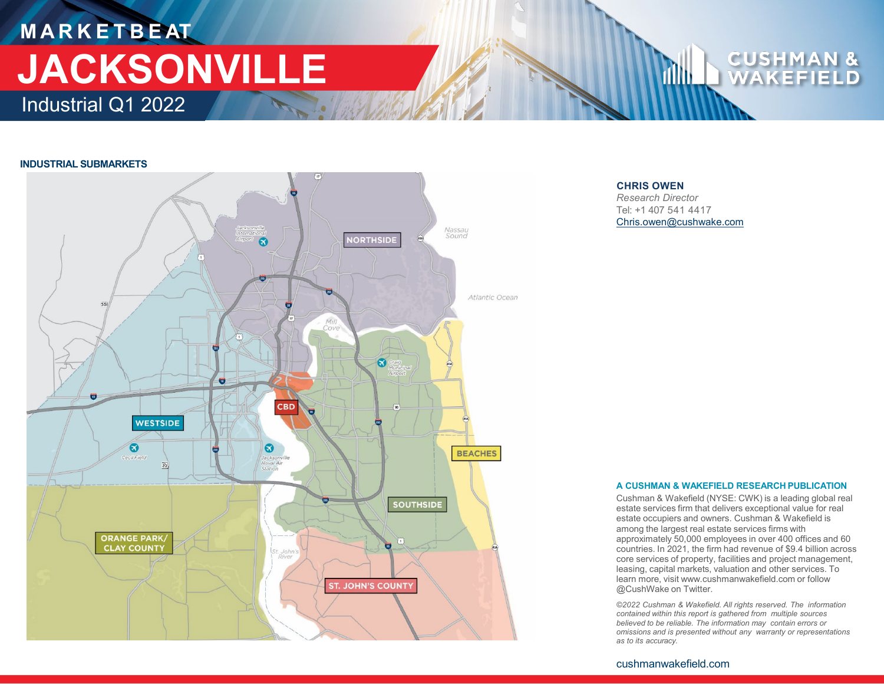# MARKETBEAT

# JACKSONVILLE

## Industrial Q1 2022

### INDUSTRIAL SUBMARKETS

NORTHSIDE

WESTSIDE

CBD

BEACHES

SOUTHSIDE

ORANGE PARK/ CLAY COUNTY

ST. JOHN'S COUNTY

Jacksonville International Airport

Nassau Sound

Atlantic Ocean

Mill Cove

Craig Municipal Airport

Cecil Field

Jacksonville Naval Air Station

St. John's River

**CHRIS OWEN**
*Research Director*
Tel: +1 407 541 4417
Chris.owen@cushwake.com

### A CUSHMAN & WAKEFIELD RESEARCH PUBLICATION

Cushman & Wakefield (NYSE: CWK) is a leading global real estate services firm that delivers exceptional value for real estate occupiers and owners. Cushman & Wakefield is among the largest real estate services firms with approximately 50,000 employees in over 400 offices and 60 countries. In 2021, the firm had revenue of $9.4 billion across core services of property, facilities and project management, leasing, capital markets, valuation and other services. To learn more, visit www.cushmanwakefield.com or follow @CushWake on Twitter.

*©2022 Cushman & Wakefield. All rights reserved. The information contained within this report is gathered from multiple sources believed to be reliable. The information may contain errors or omissions and is presented without any warranty or representations as to its accuracy.*

cushmanwakefield.com